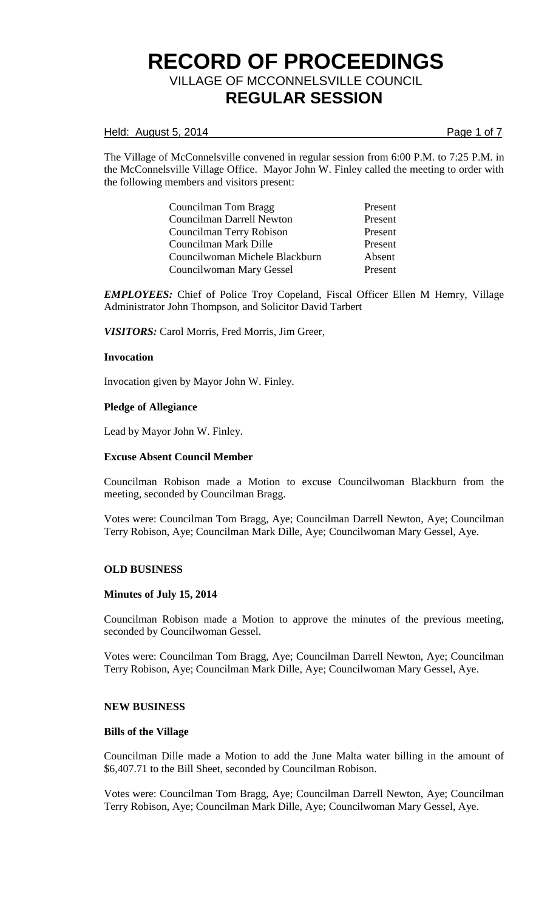# RECORD OF PROCEEDINGS

## VILLAGE OF MCCONNELSVILLE COUNCIL

## REGULAR SESSION

Held: August 5, 2014

The Village of McConnelsville convened in regular session from 6:00 P.M. to 7:25 P.M. in the McConnelsville Village Office. Mayor John W. Finley called the meeting to order with the following members and visitors present:

| | |
|---|---|
| Councilman Tom Bragg | Present |
| Councilman Darrell Newton | Present |
| Councilman Terry Robison | Present |
| Councilman Mark Dille | Present |
| Councilwoman Michele Blackburn | Absent |
| Councilwoman Mary Gessel | Present |

***EMPLOYEES:*** Chief of Police Troy Copeland, Fiscal Officer Ellen M Hemry, Village Administrator John Thompson, and Solicitor David Tarbert

***VISITORS:*** Carol Morris, Fred Morris, Jim Greer,

**Invocation**

Invocation given by Mayor John W. Finley.

**Pledge of Allegiance**

Lead by Mayor John W. Finley.

**Excuse Absent Council Member**

Councilman Robison made a Motion to excuse Councilwoman Blackburn from the meeting, seconded by Councilman Bragg.

Votes were: Councilman Tom Bragg, Aye; Councilman Darrell Newton, Aye; Councilman Terry Robison, Aye; Councilman Mark Dille, Aye; Councilwoman Mary Gessel, Aye.

**OLD BUSINESS**

**Minutes of July 15, 2014**

Councilman Robison made a Motion to approve the minutes of the previous meeting, seconded by Councilwoman Gessel.

Votes were: Councilman Tom Bragg, Aye; Councilman Darrell Newton, Aye; Councilman Terry Robison, Aye; Councilman Mark Dille, Aye; Councilwoman Mary Gessel, Aye.

**NEW BUSINESS**

**Bills of the Village**

Councilman Dille made a Motion to add the June Malta water billing in the amount of $6,407.71 to the Bill Sheet, seconded by Councilman Robison.

Votes were: Councilman Tom Bragg, Aye; Councilman Darrell Newton, Aye; Councilman Terry Robison, Aye; Councilman Mark Dille, Aye; Councilwoman Mary Gessel, Aye.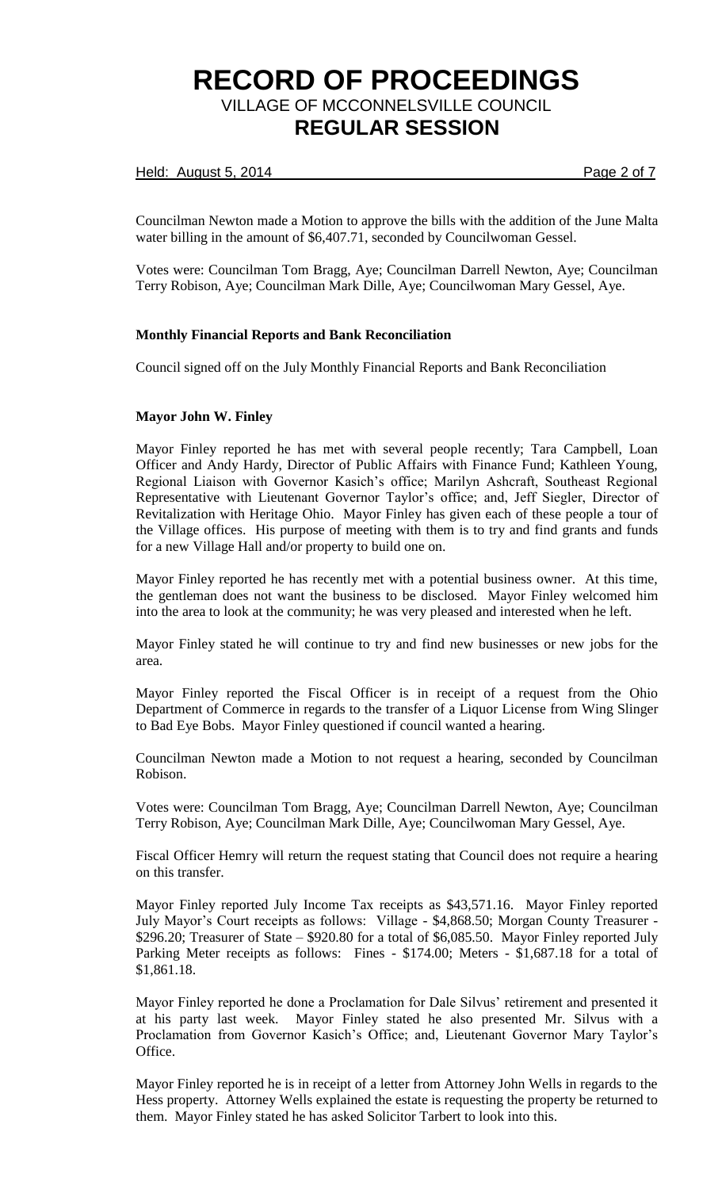Councilman Newton made a Motion to approve the bills with the addition of the June Malta water billing in the amount of $6,407.71, seconded by Councilwoman Gessel.

Votes were: Councilman Tom Bragg, Aye; Councilman Darrell Newton, Aye; Councilman Terry Robison, Aye; Councilman Mark Dille, Aye; Councilwoman Mary Gessel, Aye.

**Monthly Financial Reports and Bank Reconciliation**

Council signed off on the July Monthly Financial Reports and Bank Reconciliation

**Mayor John W. Finley**

Mayor Finley reported he has met with several people recently; Tara Campbell, Loan Officer and Andy Hardy, Director of Public Affairs with Finance Fund; Kathleen Young, Regional Liaison with Governor Kasich's office; Marilyn Ashcraft, Southeast Regional Representative with Lieutenant Governor Taylor's office; and, Jeff Siegler, Director of Revitalization with Heritage Ohio. Mayor Finley has given each of these people a tour of the Village offices. His purpose of meeting with them is to try and find grants and funds for a new Village Hall and/or property to build one on.

Mayor Finley reported he has recently met with a potential business owner. At this time, the gentleman does not want the business to be disclosed. Mayor Finley welcomed him into the area to look at the community; he was very pleased and interested when he left.

Mayor Finley stated he will continue to try and find new businesses or new jobs for the area.

Mayor Finley reported the Fiscal Officer is in receipt of a request from the Ohio Department of Commerce in regards to the transfer of a Liquor License from Wing Slinger to Bad Eye Bobs. Mayor Finley questioned if council wanted a hearing.

Councilman Newton made a Motion to not request a hearing, seconded by Councilman Robison.

Votes were: Councilman Tom Bragg, Aye; Councilman Darrell Newton, Aye; Councilman Terry Robison, Aye; Councilman Mark Dille, Aye; Councilwoman Mary Gessel, Aye.

Fiscal Officer Hemry will return the request stating that Council does not require a hearing on this transfer.

Mayor Finley reported July Income Tax receipts as $43,571.16. Mayor Finley reported July Mayor's Court receipts as follows: Village - $4,868.50; Morgan County Treasurer - $296.20; Treasurer of State – $920.80 for a total of $6,085.50. Mayor Finley reported July Parking Meter receipts as follows: Fines - $174.00; Meters - $1,687.18 for a total of $1,861.18.

Mayor Finley reported he done a Proclamation for Dale Silvus' retirement and presented it at his party last week. Mayor Finley stated he also presented Mr. Silvus with a Proclamation from Governor Kasich's Office; and, Lieutenant Governor Mary Taylor's Office.

Mayor Finley reported he is in receipt of a letter from Attorney John Wells in regards to the Hess property. Attorney Wells explained the estate is requesting the property be returned to them. Mayor Finley stated he has asked Solicitor Tarbert to look into this.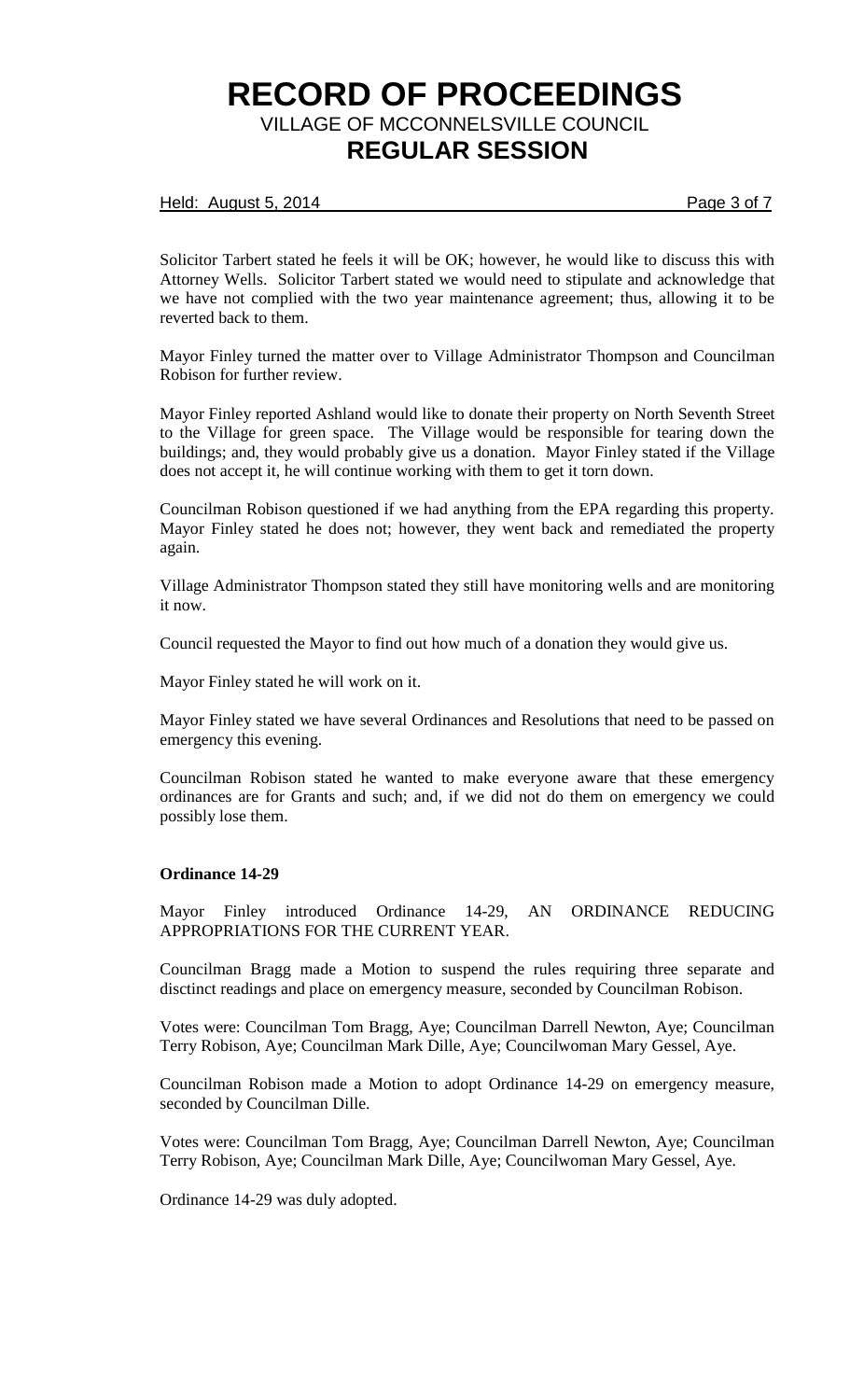Solicitor Tarbert stated he feels it will be OK; however, he would like to discuss this with Attorney Wells. Solicitor Tarbert stated we would need to stipulate and acknowledge that we have not complied with the two year maintenance agreement; thus, allowing it to be reverted back to them.

Mayor Finley turned the matter over to Village Administrator Thompson and Councilman Robison for further review.

Mayor Finley reported Ashland would like to donate their property on North Seventh Street to the Village for green space. The Village would be responsible for tearing down the buildings; and, they would probably give us a donation. Mayor Finley stated if the Village does not accept it, he will continue working with them to get it torn down.

Councilman Robison questioned if we had anything from the EPA regarding this property. Mayor Finley stated he does not; however, they went back and remediated the property again.

Village Administrator Thompson stated they still have monitoring wells and are monitoring it now.

Council requested the Mayor to find out how much of a donation they would give us.

Mayor Finley stated he will work on it.

Mayor Finley stated we have several Ordinances and Resolutions that need to be passed on emergency this evening.

Councilman Robison stated he wanted to make everyone aware that these emergency ordinances are for Grants and such; and, if we did not do them on emergency we could possibly lose them.

**Ordinance 14-29**

Mayor Finley introduced Ordinance 14-29, AN ORDINANCE REDUCING APPROPRIATIONS FOR THE CURRENT YEAR.

Councilman Bragg made a Motion to suspend the rules requiring three separate and disctinct readings and place on emergency measure, seconded by Councilman Robison.

Votes were: Councilman Tom Bragg, Aye; Councilman Darrell Newton, Aye; Councilman Terry Robison, Aye; Councilman Mark Dille, Aye; Councilwoman Mary Gessel, Aye.

Councilman Robison made a Motion to adopt Ordinance 14-29 on emergency measure, seconded by Councilman Dille.

Votes were: Councilman Tom Bragg, Aye; Councilman Darrell Newton, Aye; Councilman Terry Robison, Aye; Councilman Mark Dille, Aye; Councilwoman Mary Gessel, Aye.

Ordinance 14-29 was duly adopted.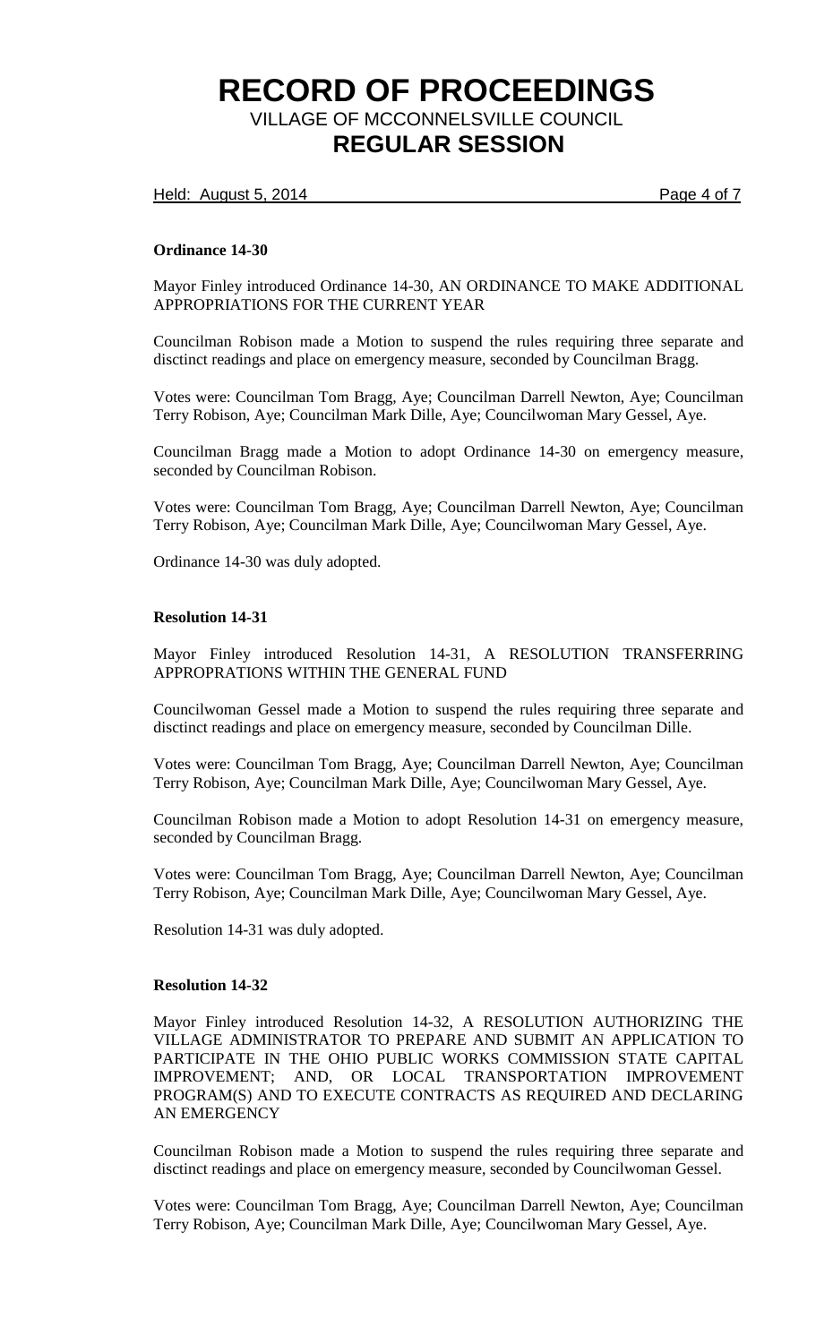**Ordinance 14-30**

Mayor Finley introduced Ordinance 14-30, AN ORDINANCE TO MAKE ADDITIONAL APPROPRIATIONS FOR THE CURRENT YEAR

Councilman Robison made a Motion to suspend the rules requiring three separate and disctinct readings and place on emergency measure, seconded by Councilman Bragg.

Votes were: Councilman Tom Bragg, Aye; Councilman Darrell Newton, Aye; Councilman Terry Robison, Aye; Councilman Mark Dille, Aye; Councilwoman Mary Gessel, Aye.

Councilman Bragg made a Motion to adopt Ordinance 14-30 on emergency measure, seconded by Councilman Robison.

Votes were: Councilman Tom Bragg, Aye; Councilman Darrell Newton, Aye; Councilman Terry Robison, Aye; Councilman Mark Dille, Aye; Councilwoman Mary Gessel, Aye.

Ordinance 14-30 was duly adopted.

**Resolution 14-31**

Mayor Finley introduced Resolution 14-31, A RESOLUTION TRANSFERRING APPROPRATIONS WITHIN THE GENERAL FUND

Councilwoman Gessel made a Motion to suspend the rules requiring three separate and disctinct readings and place on emergency measure, seconded by Councilman Dille.

Votes were: Councilman Tom Bragg, Aye; Councilman Darrell Newton, Aye; Councilman Terry Robison, Aye; Councilman Mark Dille, Aye; Councilwoman Mary Gessel, Aye.

Councilman Robison made a Motion to adopt Resolution 14-31 on emergency measure, seconded by Councilman Bragg.

Votes were: Councilman Tom Bragg, Aye; Councilman Darrell Newton, Aye; Councilman Terry Robison, Aye; Councilman Mark Dille, Aye; Councilwoman Mary Gessel, Aye.

Resolution 14-31 was duly adopted.

**Resolution 14-32**

Mayor Finley introduced Resolution 14-32, A RESOLUTION AUTHORIZING THE VILLAGE ADMINISTRATOR TO PREPARE AND SUBMIT AN APPLICATION TO PARTICIPATE IN THE OHIO PUBLIC WORKS COMMISSION STATE CAPITAL IMPROVEMENT; AND, OR LOCAL TRANSPORTATION IMPROVEMENT PROGRAM(S) AND TO EXECUTE CONTRACTS AS REQUIRED AND DECLARING AN EMERGENCY

Councilman Robison made a Motion to suspend the rules requiring three separate and disctinct readings and place on emergency measure, seconded by Councilwoman Gessel.

Votes were: Councilman Tom Bragg, Aye; Councilman Darrell Newton, Aye; Councilman Terry Robison, Aye; Councilman Mark Dille, Aye; Councilwoman Mary Gessel, Aye.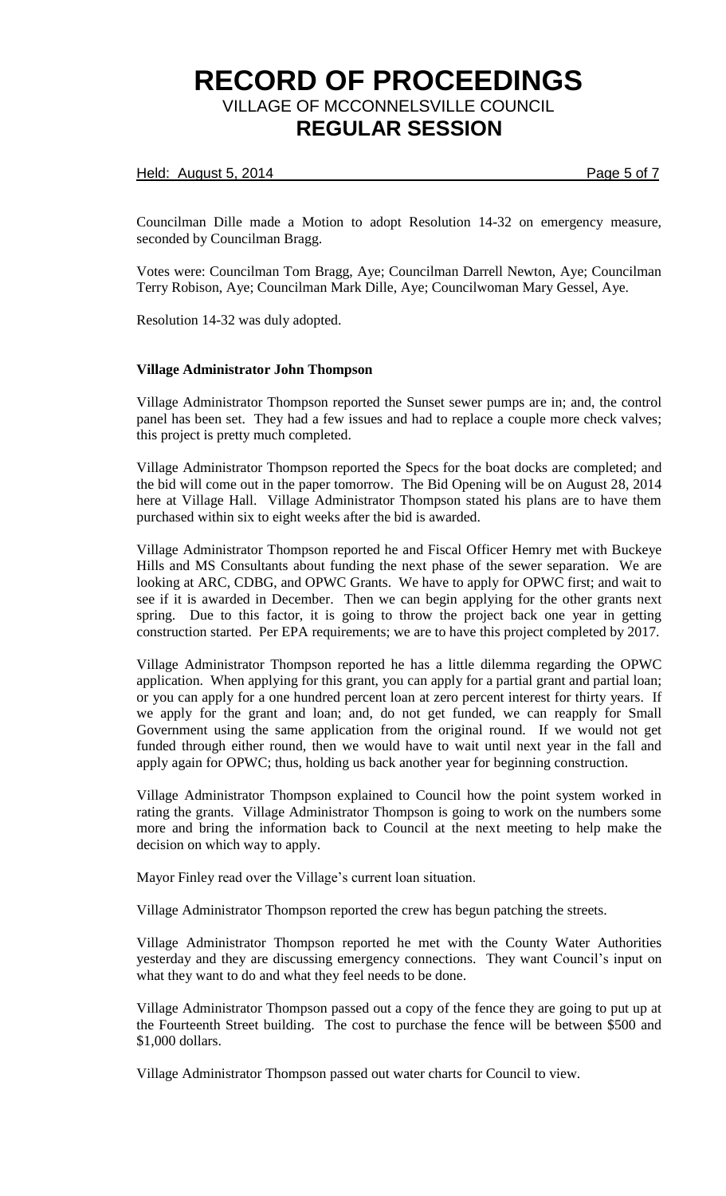Councilman Dille made a Motion to adopt Resolution 14-32 on emergency measure, seconded by Councilman Bragg.

Votes were: Councilman Tom Bragg, Aye; Councilman Darrell Newton, Aye; Councilman Terry Robison, Aye; Councilman Mark Dille, Aye; Councilwoman Mary Gessel, Aye.

Resolution 14-32 was duly adopted.

**Village Administrator John Thompson**

Village Administrator Thompson reported the Sunset sewer pumps are in; and, the control panel has been set. They had a few issues and had to replace a couple more check valves; this project is pretty much completed.

Village Administrator Thompson reported the Specs for the boat docks are completed; and the bid will come out in the paper tomorrow. The Bid Opening will be on August 28, 2014 here at Village Hall. Village Administrator Thompson stated his plans are to have them purchased within six to eight weeks after the bid is awarded.

Village Administrator Thompson reported he and Fiscal Officer Hemry met with Buckeye Hills and MS Consultants about funding the next phase of the sewer separation. We are looking at ARC, CDBG, and OPWC Grants. We have to apply for OPWC first; and wait to see if it is awarded in December. Then we can begin applying for the other grants next spring. Due to this factor, it is going to throw the project back one year in getting construction started. Per EPA requirements; we are to have this project completed by 2017.

Village Administrator Thompson reported he has a little dilemma regarding the OPWC application. When applying for this grant, you can apply for a partial grant and partial loan; or you can apply for a one hundred percent loan at zero percent interest for thirty years. If we apply for the grant and loan; and, do not get funded, we can reapply for Small Government using the same application from the original round. If we would not get funded through either round, then we would have to wait until next year in the fall and apply again for OPWC; thus, holding us back another year for beginning construction.

Village Administrator Thompson explained to Council how the point system worked in rating the grants. Village Administrator Thompson is going to work on the numbers some more and bring the information back to Council at the next meeting to help make the decision on which way to apply.

Mayor Finley read over the Village's current loan situation.

Village Administrator Thompson reported the crew has begun patching the streets.

Village Administrator Thompson reported he met with the County Water Authorities yesterday and they are discussing emergency connections. They want Council's input on what they want to do and what they feel needs to be done.

Village Administrator Thompson passed out a copy of the fence they are going to put up at the Fourteenth Street building. The cost to purchase the fence will be between $500 and $1,000 dollars.

Village Administrator Thompson passed out water charts for Council to view.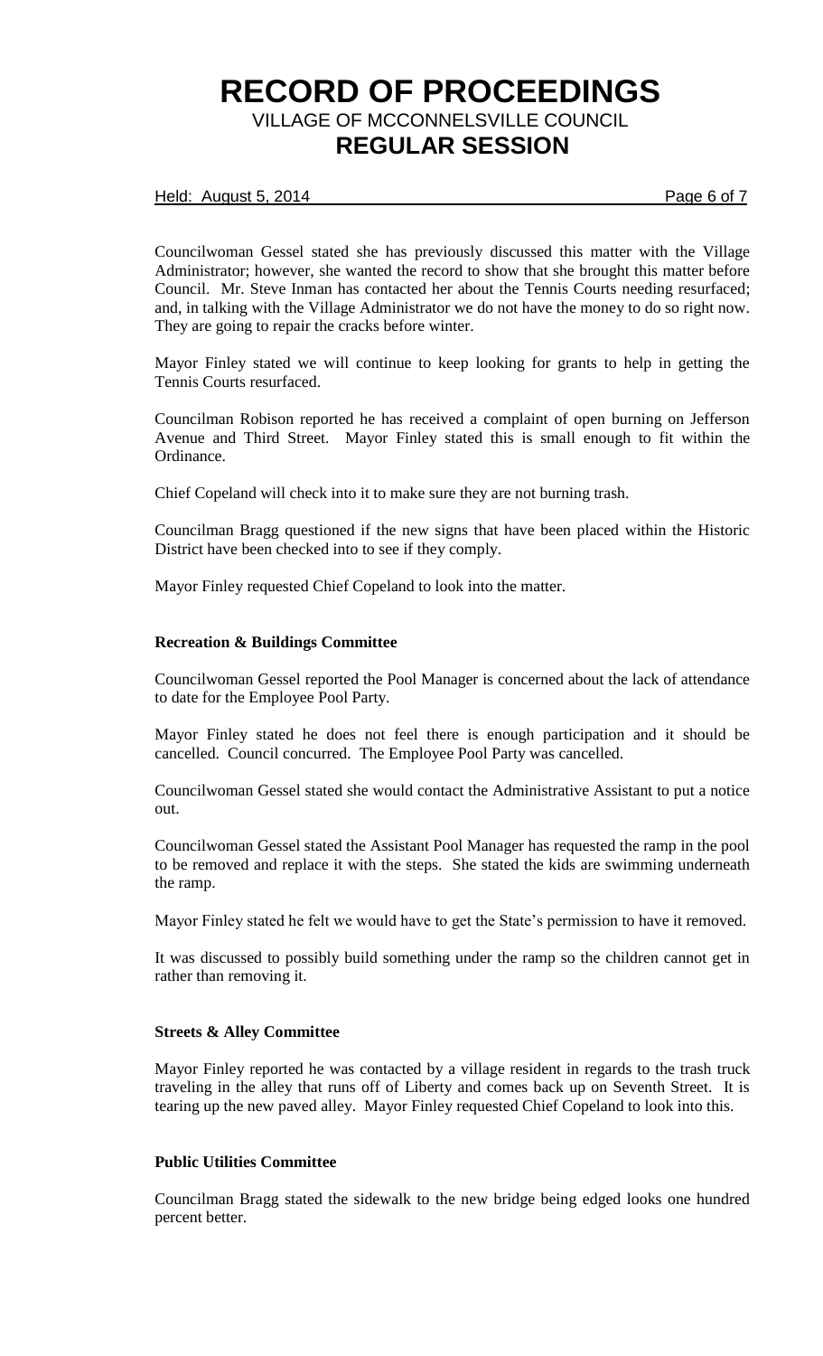Councilwoman Gessel stated she has previously discussed this matter with the Village Administrator; however, she wanted the record to show that she brought this matter before Council. Mr. Steve Inman has contacted her about the Tennis Courts needing resurfaced; and, in talking with the Village Administrator we do not have the money to do so right now. They are going to repair the cracks before winter.

Mayor Finley stated we will continue to keep looking for grants to help in getting the Tennis Courts resurfaced.

Councilman Robison reported he has received a complaint of open burning on Jefferson Avenue and Third Street. Mayor Finley stated this is small enough to fit within the Ordinance.

Chief Copeland will check into it to make sure they are not burning trash.

Councilman Bragg questioned if the new signs that have been placed within the Historic District have been checked into to see if they comply.

Mayor Finley requested Chief Copeland to look into the matter.

**Recreation & Buildings Committee**

Councilwoman Gessel reported the Pool Manager is concerned about the lack of attendance to date for the Employee Pool Party.

Mayor Finley stated he does not feel there is enough participation and it should be cancelled. Council concurred. The Employee Pool Party was cancelled.

Councilwoman Gessel stated she would contact the Administrative Assistant to put a notice out.

Councilwoman Gessel stated the Assistant Pool Manager has requested the ramp in the pool to be removed and replace it with the steps. She stated the kids are swimming underneath the ramp.

Mayor Finley stated he felt we would have to get the State's permission to have it removed.

It was discussed to possibly build something under the ramp so the children cannot get in rather than removing it.

**Streets & Alley Committee**

Mayor Finley reported he was contacted by a village resident in regards to the trash truck traveling in the alley that runs off of Liberty and comes back up on Seventh Street. It is tearing up the new paved alley. Mayor Finley requested Chief Copeland to look into this.

**Public Utilities Committee**

Councilman Bragg stated the sidewalk to the new bridge being edged looks one hundred percent better.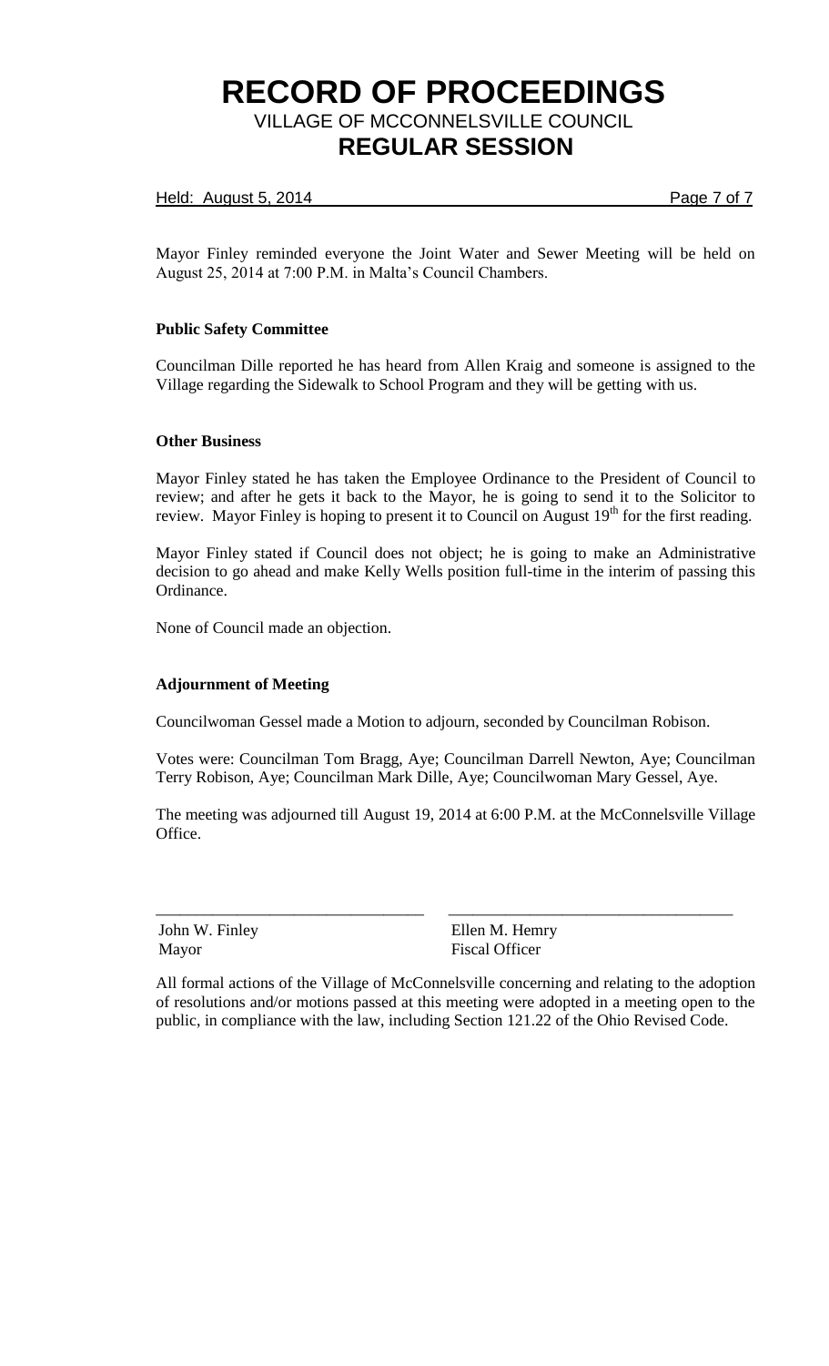Mayor Finley reminded everyone the Joint Water and Sewer Meeting will be held on August 25, 2014 at 7:00 P.M. in Malta's Council Chambers.

**Public Safety Committee**

Councilman Dille reported he has heard from Allen Kraig and someone is assigned to the Village regarding the Sidewalk to School Program and they will be getting with us.

**Other Business**

Mayor Finley stated he has taken the Employee Ordinance to the President of Council to review; and after he gets it back to the Mayor, he is going to send it to the Solicitor to review. Mayor Finley is hoping to present it to Council on August 19th for the first reading.

Mayor Finley stated if Council does not object; he is going to make an Administrative decision to go ahead and make Kelly Wells position full-time in the interim of passing this Ordinance.

None of Council made an objection.

**Adjournment of Meeting**

Councilwoman Gessel made a Motion to adjourn, seconded by Councilman Robison.

Votes were: Councilman Tom Bragg, Aye; Councilman Darrell Newton, Aye; Councilman Terry Robison, Aye; Councilman Mark Dille, Aye; Councilwoman Mary Gessel, Aye.

The meeting was adjourned till August 19, 2014 at 6:00 P.M. at the McConnelsville Village Office.

_______________________________ _______________________________

John W. Finley
Mayor

Ellen M. Hemry
Fiscal Officer

All formal actions of the Village of McConnelsville concerning and relating to the adoption of resolutions and/or motions passed at this meeting were adopted in a meeting open to the public, in compliance with the law, including Section 121.22 of the Ohio Revised Code.